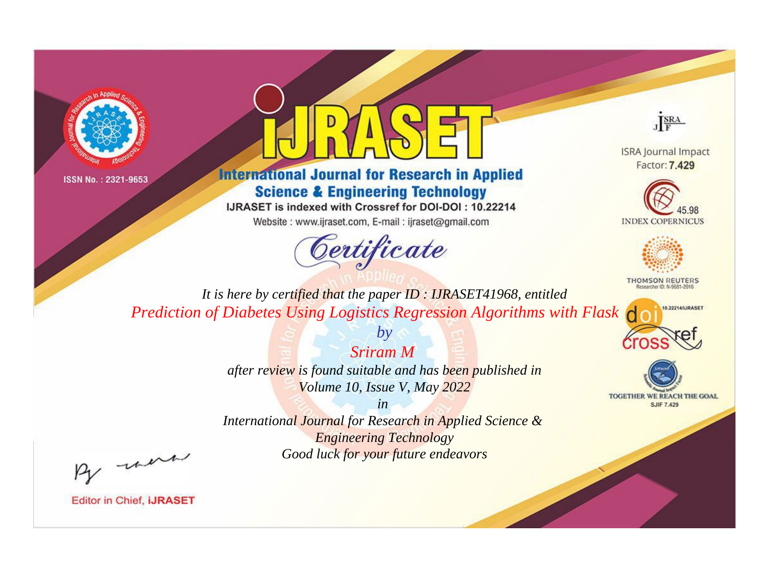ISSN No. : 2321-9653

# iJRASET

## International Journal for Research in Applied Science & Engineering Technology

IJRASET is indexed with Crossref for DOI-DOI : 10.22214

Website : www.ijraset.com, E-mail : ijraset@gmail.com

ISRA Journal Impact Factor: **7.429**

45.98 INDEX COPERNICUS

THOMSON REUTERS Researcher ID: N-9681-2016

10.22214/IJRASET

TOGETHER WE REACH THE GOAL SJIF 7.429

## *Certificate*

*It is here by certified that the paper ID : IJRASET41968, entitled*

*Prediction of Diabetes Using Logistics Regression Algorithms with Flask*

*by*

*Sriram M*

*after review is found suitable and has been published in*

*Volume 10, Issue V, May 2022*

*in*

*International Journal for Research in Applied Science & Engineering Technology*

*Good luck for your future endeavors*

Editor in Chief, **iJRASET**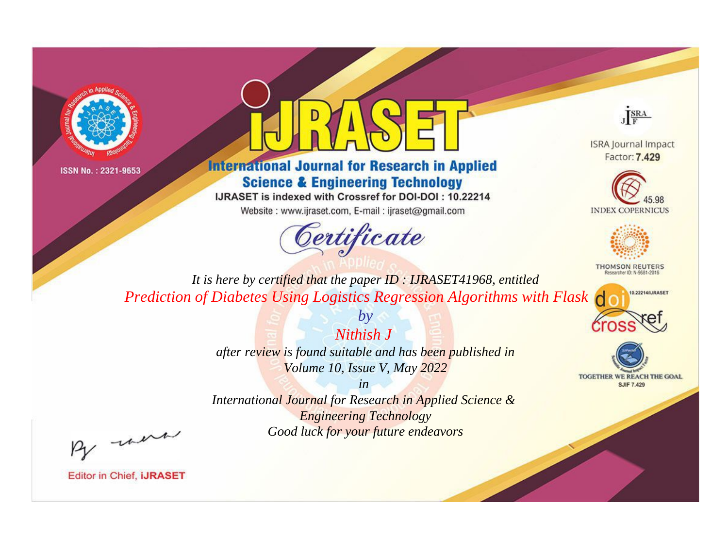ISSN No. : 2321-9653

# iJRASET

## International Journal for Research in Applied Science & Engineering Technology

IJRASET is indexed with Crossref for DOI-DOI : 10.22214

Website : www.ijraset.com, E-mail : ijraset@gmail.com

ISRA Journal Impact Factor: **7.429**

45.98 INDEX COPERNICUS

THOMSON REUTERS Researcher ID: N-9681-2016

10.22214/IJRASET

TOGETHER WE REACH THE GOAL SJIF 7.429

# *Certificate*

*It is here by certified that the paper ID : IJRASET41968, entitled*

*Prediction of Diabetes Using Logistics Regression Algorithms with Flask*

*by*

*Nithish J*

*after review is found suitable and has been published in*

*Volume 10, Issue V, May 2022*

*in*

*International Journal for Research in Applied Science & Engineering Technology*

*Good luck for your future endeavors*

Editor in Chief, **iJRASET**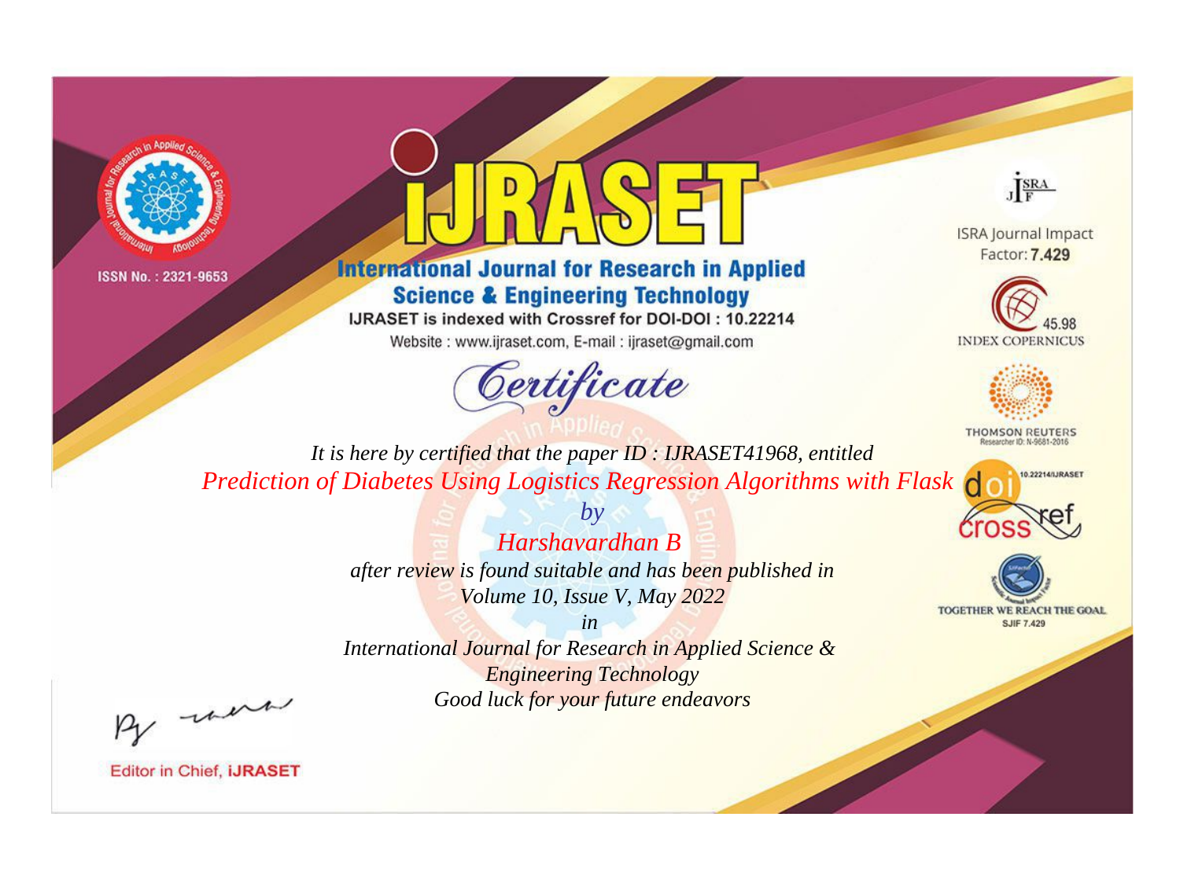ISSN No. : 2321-9653

# iJRASET

## International Journal for Research in Applied Science & Engineering Technology

IJRASET is indexed with Crossref for DOI-DOI : 10.22214

Website : www.ijraset.com, E-mail : ijraset@gmail.com

*Certificate*

ISRA Journal Impact Factor: **7.429**

45.98 INDEX COPERNICUS

THOMSON REUTERS Researcher ID: N-9681-2016

10.22214/IJRASET

TOGETHER WE REACH THE GOAL SJIF 7.429

*It is here by certified that the paper ID : IJRASET41968, entitled*

*Prediction of Diabetes Using Logistics Regression Algorithms with Flask*

*by*

*Harshavardhan B*

*after review is found suitable and has been published in*

*Volume 10, Issue V, May 2022*

*in*

*International Journal for Research in Applied Science & Engineering Technology*

*Good luck for your future endeavors*

Editor in Chief, **iJRASET**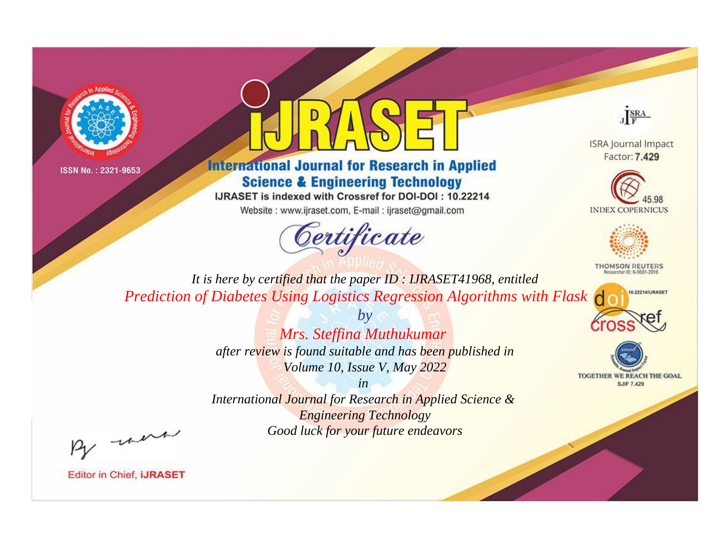ISSN No. : 2321-9653

# iJRASET

**International Journal for Research in Applied Science & Engineering Technology**

IJRASET is indexed with Crossref for DOI-DOI : 10.22214

Website : www.ijraset.com, E-mail : ijraset@gmail.com

*Certificate*

ISRA Journal Impact Factor: **7.429**

45.98 INDEX COPERNICUS

THOMSON REUTERS Researcher ID: N-9681-2016

10.22214/IJRASET

TOGETHER WE REACH THE GOAL SJIF 7.429

*It is here by certified that the paper ID : IJRASET41968, entitled*

*Prediction of Diabetes Using Logistics Regression Algorithms with Flask*

*by*

*Mrs. Steffina Muthukumar*

*after review is found suitable and has been published in*

*Volume 10, Issue V, May 2022*

*in*

*International Journal for Research in Applied Science & Engineering Technology*

*Good luck for your future endeavors*

Editor in Chief, **iJRASET**